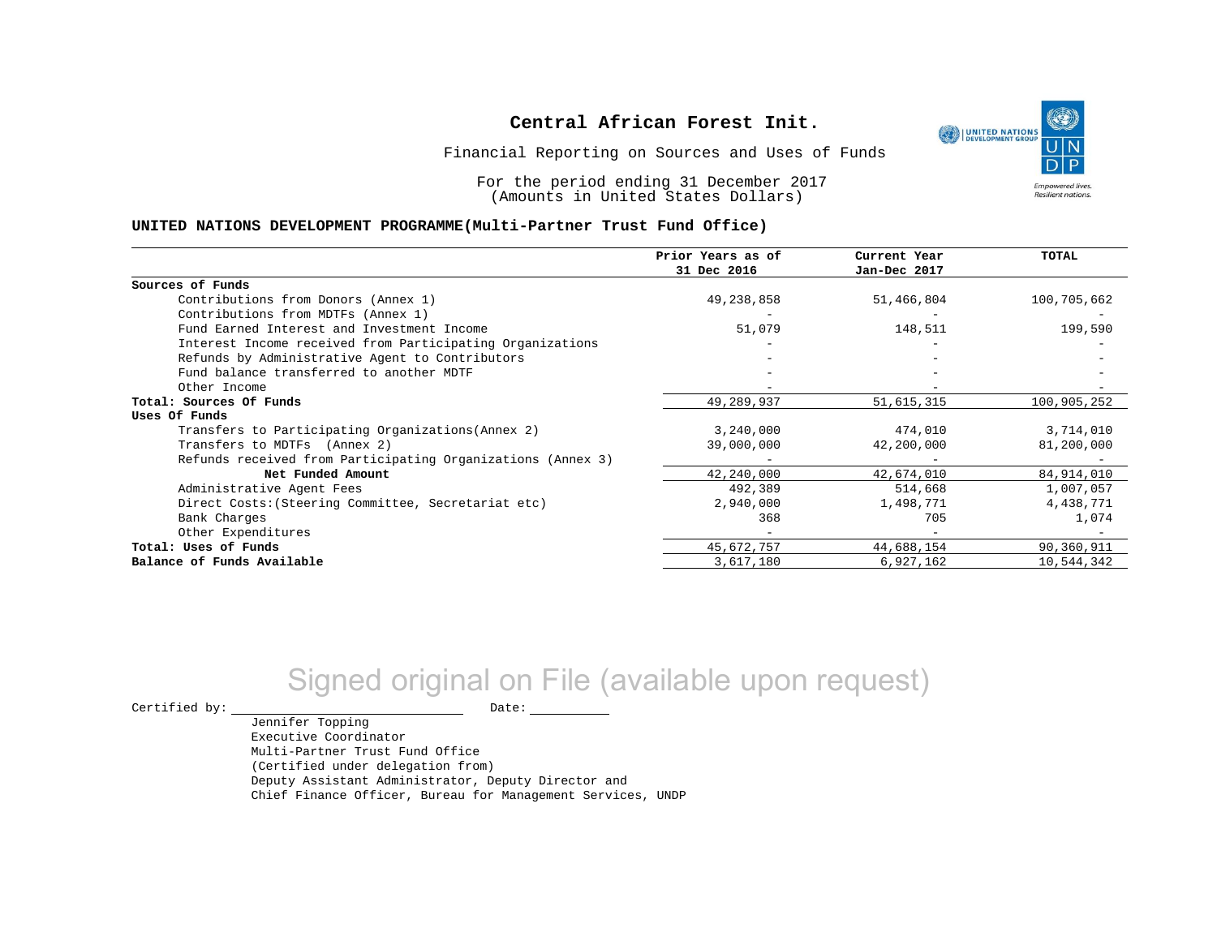# Central African Forest Init.

Financial Reporting on Sources and Uses of Funds

For the period ending 31 December 2017
(Amounts in United States Dollars)

**UNITED NATIONS DEVELOPMENT PROGRAMME(Multi-Partner Trust Fund Office)**

| | Prior Years as of 31 Dec 2016 | Current Year Jan-Dec 2017 | TOTAL |
|---|---|---|---|
| **Sources of Funds** | | | |
| Contributions from Donors (Annex 1) | 49,238,858 | 51,466,804 | 100,705,662 |
| Contributions from MDTFs (Annex 1) | - | - | - |
| Fund Earned Interest and Investment Income | 51,079 | 148,511 | 199,590 |
| Interest Income received from Participating Organizations | - | - | - |
| Refunds by Administrative Agent to Contributors | - | - | - |
| Fund balance transferred to another MDTF | - | - | - |
| Other Income | - | - | - |
| **Total: Sources Of Funds** | 49,289,937 | 51,615,315 | 100,905,252 |
| **Uses Of Funds** | | | |
| Transfers to Participating Organizations(Annex 2) | 3,240,000 | 474,010 | 3,714,010 |
| Transfers to MDTFs (Annex 2) | 39,000,000 | 42,200,000 | 81,200,000 |
| Refunds received from Participating Organizations (Annex 3) | - | - | - |
| **Net Funded Amount** | 42,240,000 | 42,674,010 | 84,914,010 |
| Administrative Agent Fees | 492,389 | 514,668 | 1,007,057 |
| Direct Costs:(Steering Committee, Secretariat etc) | 2,940,000 | 1,498,771 | 4,438,771 |
| Bank Charges | 368 | 705 | 1,074 |
| Other Expenditures | - | - | - |
| **Total: Uses of Funds** | 45,672,757 | 44,688,154 | 90,360,911 |
| **Balance of Funds Available** | 3,617,180 | 6,927,162 | 10,544,342 |

Signed original on File (available upon request)

Certified by: ______________________ Date: __________

Jennifer Topping
Executive Coordinator
Multi-Partner Trust Fund Office
(Certified under delegation from)
Deputy Assistant Administrator, Deputy Director and
Chief Finance Officer, Bureau for Management Services, UNDP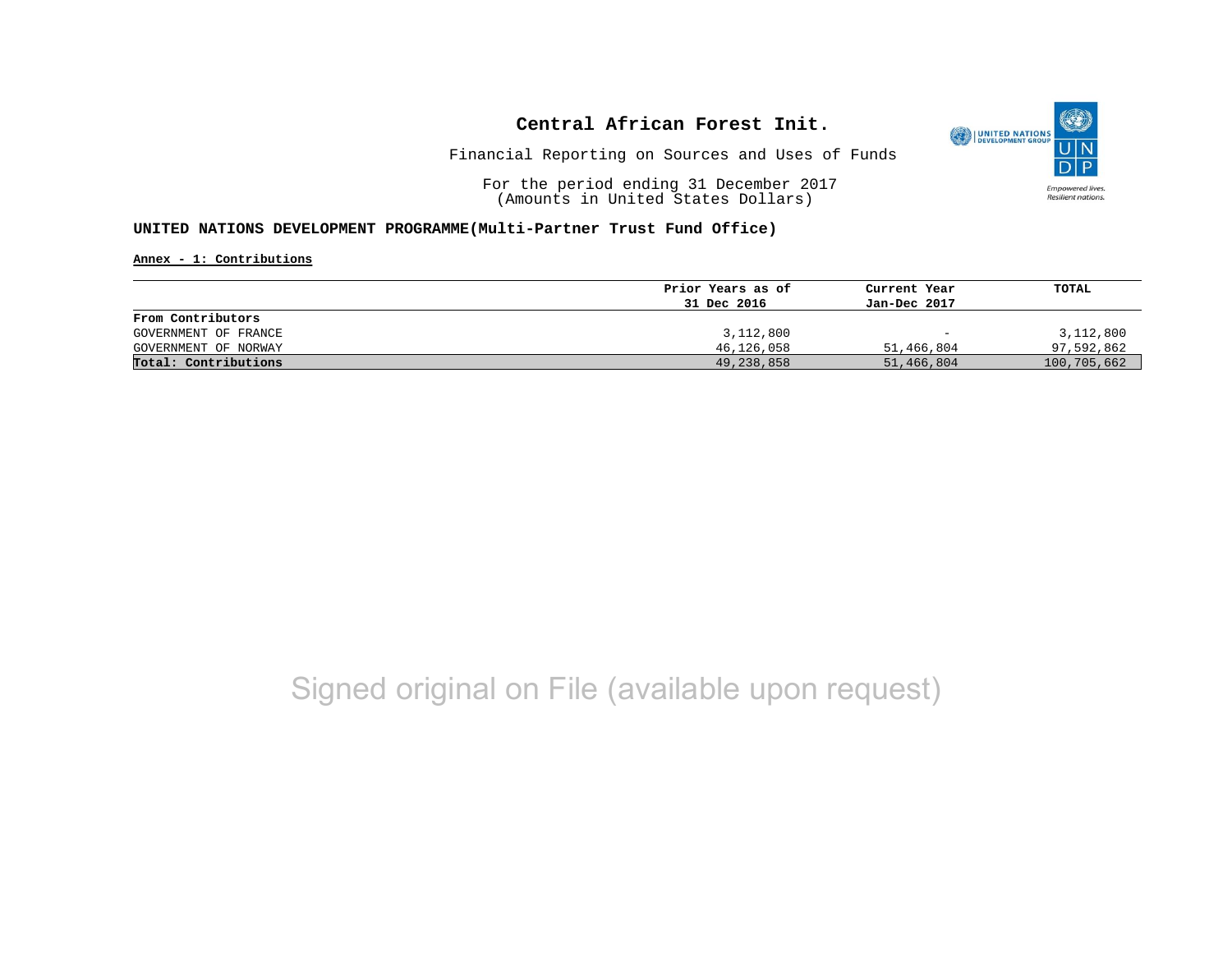# Central African Forest Init.

Financial Reporting on Sources and Uses of Funds

For the period ending 31 December 2017
(Amounts in United States Dollars)

**UNITED NATIONS DEVELOPMENT PROGRAMME(Multi-Partner Trust Fund Office)**

**Annex - 1: Contributions**

| | Prior Years as of 31 Dec 2016 | Current Year Jan-Dec 2017 | TOTAL |
|---|---|---|---|
| **From Contributors** | | | |
| GOVERNMENT OF FRANCE | 3,112,800 | - | 3,112,800 |
| GOVERNMENT OF NORWAY | 46,126,058 | 51,466,804 | 97,592,862 |
| **Total: Contributions** | 49,238,858 | 51,466,804 | 100,705,662 |

Signed original on File (available upon request)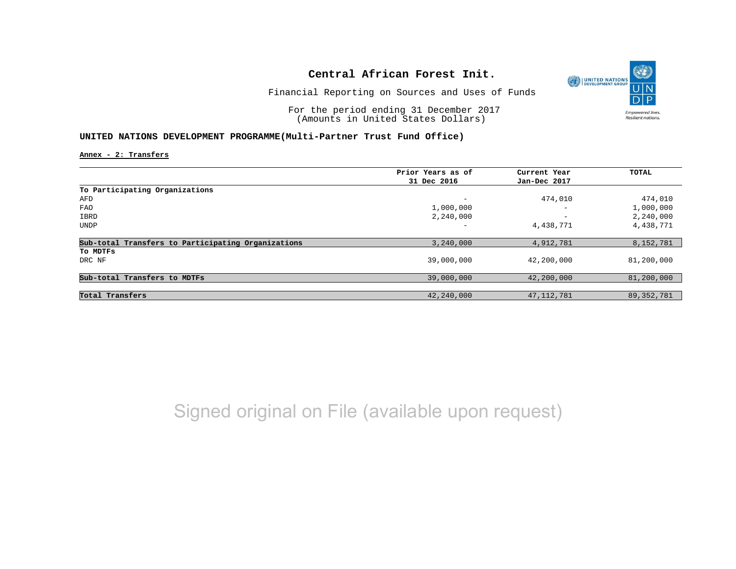# Central African Forest Init.

Financial Reporting on Sources and Uses of Funds

For the period ending 31 December 2017
(Amounts in United States Dollars)

**UNITED NATIONS DEVELOPMENT PROGRAMME(Multi-Partner Trust Fund Office)**

**Annex - 2: Transfers**

| | Prior Years as of 31 Dec 2016 | Current Year Jan-Dec 2017 | TOTAL |
|---|---|---|---|
| **To Participating Organizations** | | | |
| AFD | - | 474,010 | 474,010 |
| FAO | 1,000,000 | - | 1,000,000 |
| IBRD | 2,240,000 | - | 2,240,000 |
| UNDP | - | 4,438,771 | 4,438,771 |
| **Sub-total Transfers to Participating Organizations** | 3,240,000 | 4,912,781 | 8,152,781 |
| **To MDTFs** | | | |
| DRC NF | 39,000,000 | 42,200,000 | 81,200,000 |
| **Sub-total Transfers to MDTFs** | 39,000,000 | 42,200,000 | 81,200,000 |
| **Total Transfers** | 42,240,000 | 47,112,781 | 89,352,781 |

Signed original on File (available upon request)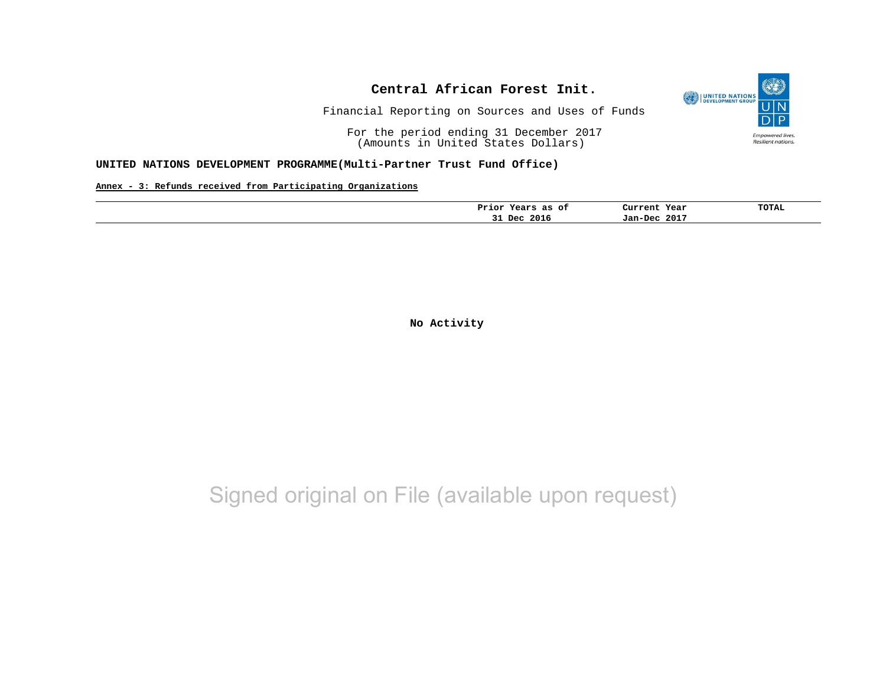# Central African Forest Init.

Financial Reporting on Sources and Uses of Funds

For the period ending 31 December 2017
(Amounts in United States Dollars)

**UNITED NATIONS DEVELOPMENT PROGRAMME(Multi-Partner Trust Fund Office)**

**Annex - 3: Refunds received from Participating Organizations**

| | Prior Years as of 31 Dec 2016 | Current Year Jan-Dec 2017 | TOTAL |
|---|---|---|---|

**No Activity**

Signed original on File (available upon request)